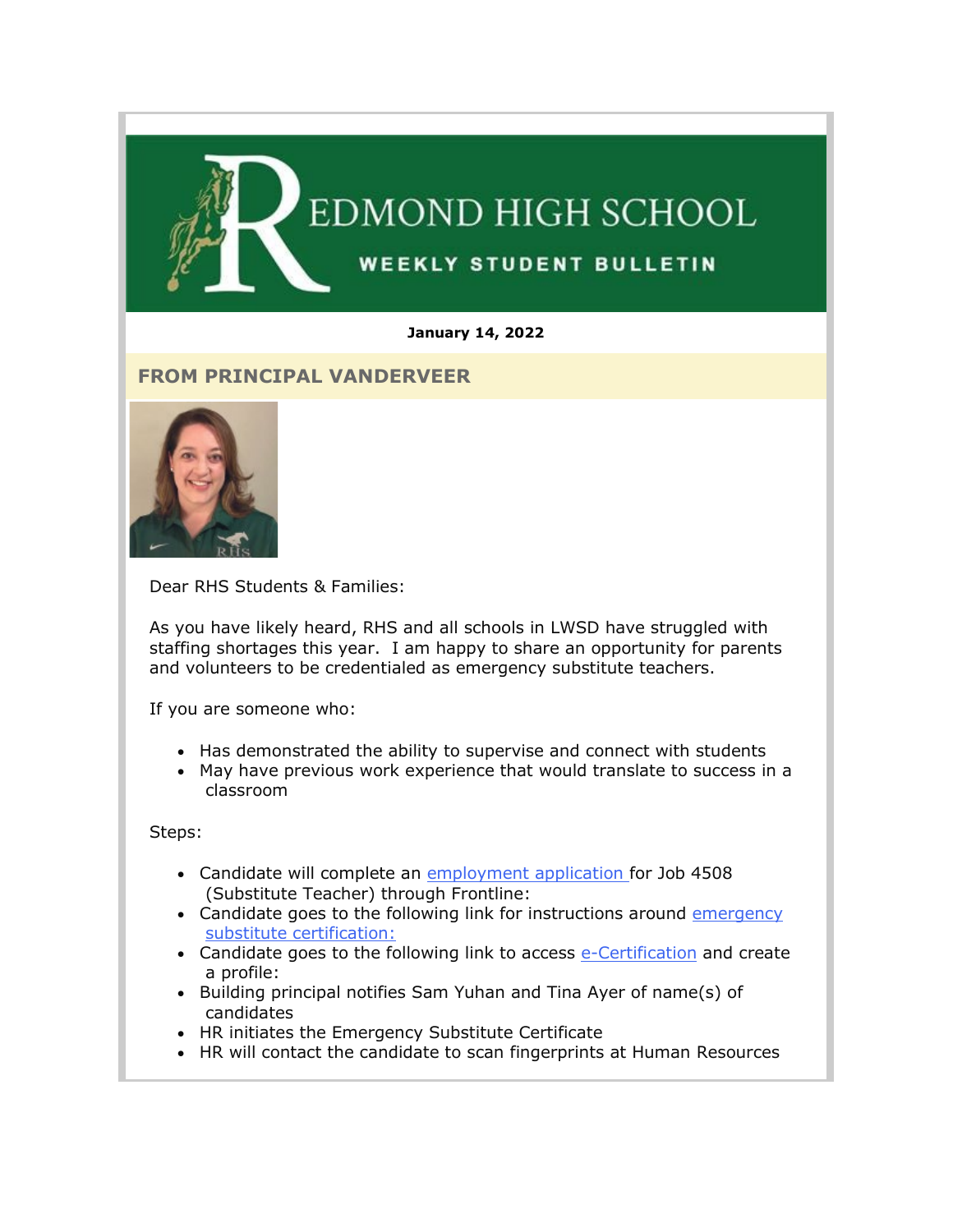# REDMOND HIGH SCHOOL

## WEEKLY STUDENT BULLETIN

**January 14, 2022**

## FROM PRINCIPAL VANDERVEER

Dear RHS Students & Families:

As you have likely heard, RHS and all schools in LWSD have struggled with staffing shortages this year. I am happy to share an opportunity for parents and volunteers to be credentialed as emergency substitute teachers.

If you are someone who:

- Has demonstrated the ability to supervise and connect with students
- May have previous work experience that would translate to success in a classroom

Steps:

- Candidate will complete an employment application for Job 4508 (Substitute Teacher) through Frontline:
- Candidate goes to the following link for instructions around emergency substitute certification:
- Candidate goes to the following link to access e-Certification and create a profile:
- Building principal notifies Sam Yuhan and Tina Ayer of name(s) of candidates
- HR initiates the Emergency Substitute Certificate
- HR will contact the candidate to scan fingerprints at Human Resources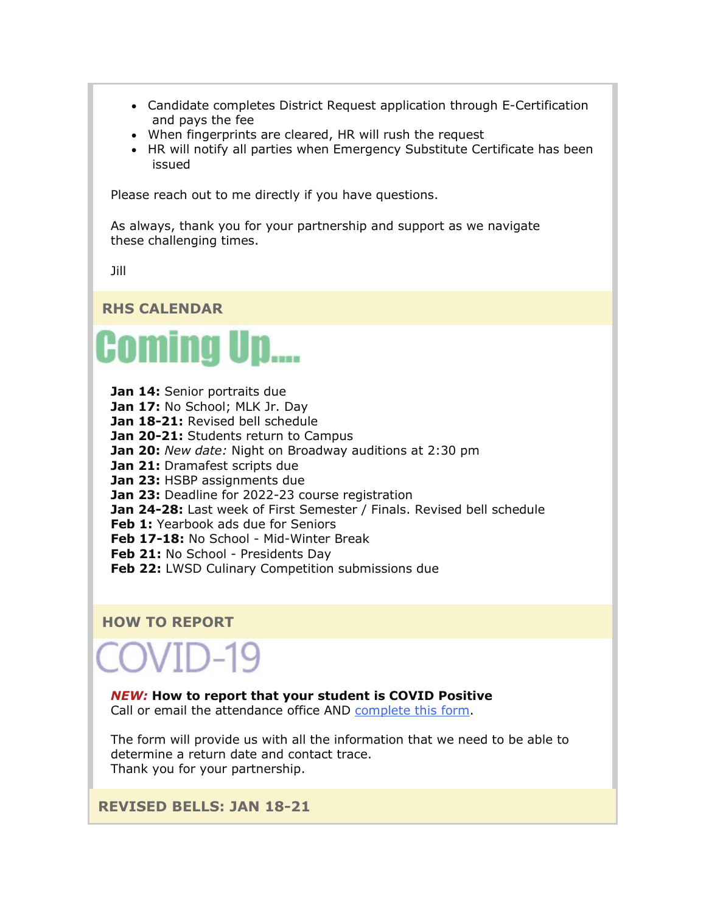- Candidate completes District Request application through E-Certification and pays the fee
- When fingerprints are cleared, HR will rush the request
- HR will notify all parties when Emergency Substitute Certificate has been issued

Please reach out to me directly if you have questions.

As always, thank you for your partnership and support as we navigate these challenging times.

Jill

## RHS CALENDAR

# Coming Up....

**Jan 14:** Senior portraits due
**Jan 17:** No School; MLK Jr. Day
**Jan 18-21:** Revised bell schedule
**Jan 20-21:** Students return to Campus
**Jan 20:** *New date:* Night on Broadway auditions at 2:30 pm
**Jan 21:** Dramafest scripts due
**Jan 23:** HSBP assignments due
**Jan 23:** Deadline for 2022-23 course registration
**Jan 24-28:** Last week of First Semester / Finals. Revised bell schedule
**Feb 1:** Yearbook ads due for Seniors
**Feb 17-18:** No School - Mid-Winter Break
**Feb 21:** No School - Presidents Day
**Feb 22:** LWSD Culinary Competition submissions due

## HOW TO REPORT

# COVID-19

***NEW:*** **How to report that your student is COVID Positive**
Call or email the attendance office AND complete this form.

The form will provide us with all the information that we need to be able to determine a return date and contact trace.
Thank you for your partnership.

## REVISED BELLS: JAN 18-21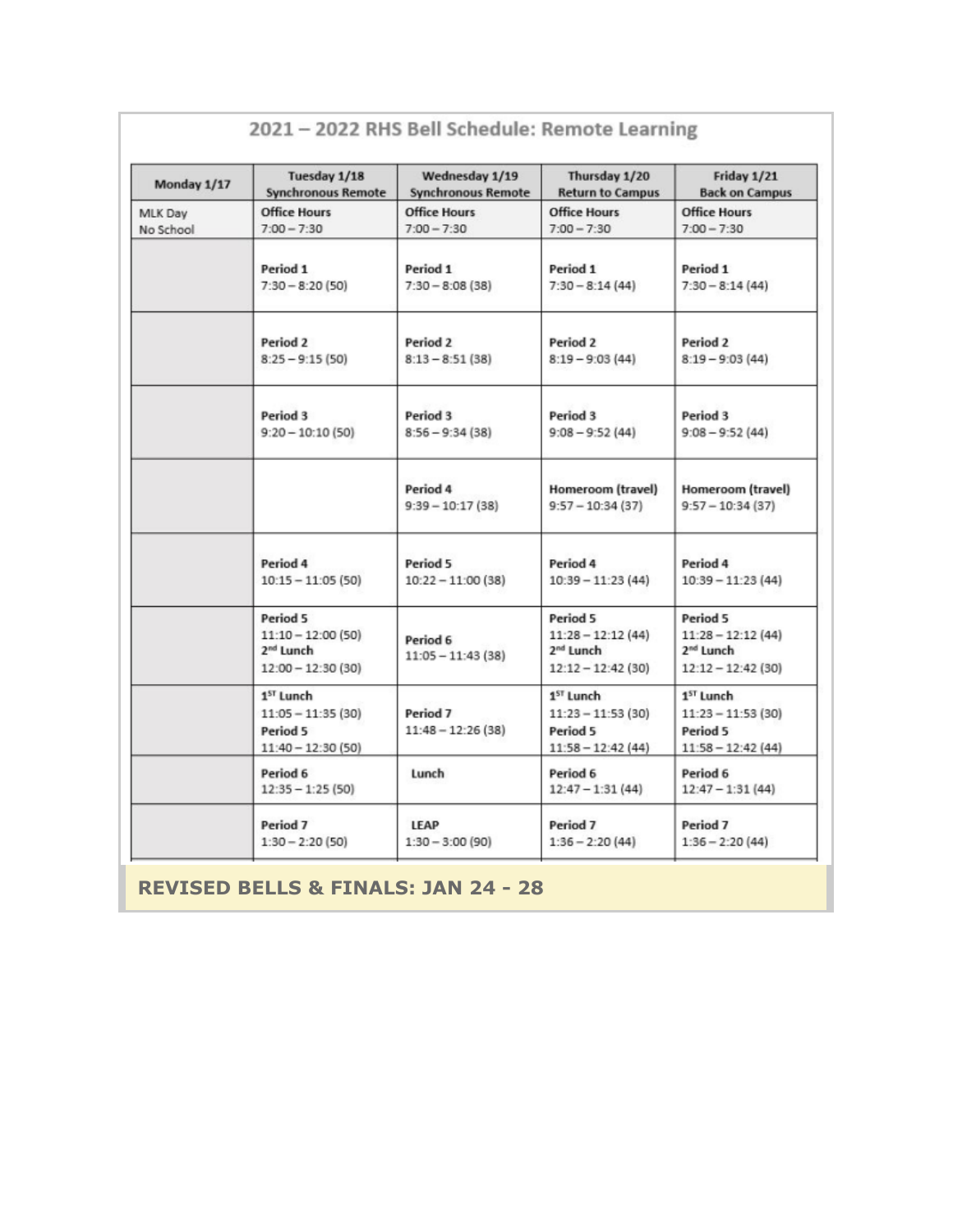## 2021 – 2022 RHS Bell Schedule: Remote Learning

| Monday 1/17 | Tuesday 1/18 Synchronous Remote | Wednesday 1/19 Synchronous Remote | Thursday 1/20 Return to Campus | Friday 1/21 Back on Campus |
|---|---|---|---|---|
| MLK Day No School | Office Hours 7:00 – 7:30 | Office Hours 7:00 – 7:30 | Office Hours 7:00 – 7:30 | Office Hours 7:00 – 7:30 |
| | Period 1 7:30 – 8:20 (50) | Period 1 7:30 – 8:08 (38) | Period 1 7:30 – 8:14 (44) | Period 1 7:30 – 8:14 (44) |
| | Period 2 8:25 – 9:15 (50) | Period 2 8:13 – 8:51 (38) | Period 2 8:19 – 9:03 (44) | Period 2 8:19 – 9:03 (44) |
| | Period 3 9:20 – 10:10 (50) | Period 3 8:56 – 9:34 (38) | Period 3 9:08 – 9:52 (44) | Period 3 9:08 – 9:52 (44) |
| | | Period 4 9:39 – 10:17 (38) | Homeroom (travel) 9:57 – 10:34 (37) | Homeroom (travel) 9:57 – 10:34 (37) |
| | Period 4 10:15 – 11:05 (50) | Period 5 10:22 – 11:00 (38) | Period 4 10:39 – 11:23 (44) | Period 4 10:39 – 11:23 (44) |
| | Period 5 11:10 – 12:00 (50) 2nd Lunch 12:00 – 12:30 (30) | Period 6 11:05 – 11:43 (38) | Period 5 11:28 – 12:12 (44) 2nd Lunch 12:12 – 12:42 (30) | Period 5 11:28 – 12:12 (44) 2nd Lunch 12:12 – 12:42 (30) |
| | 1ST Lunch 11:05 – 11:35 (30) Period 5 11:40 – 12:30 (50) | Period 7 11:48 – 12:26 (38) | 1ST Lunch 11:23 – 11:53 (30) Period 5 11:58 – 12:42 (44) | 1ST Lunch 11:23 – 11:53 (30) Period 5 11:58 – 12:42 (44) |
| | Period 6 12:35 – 1:25 (50) | Lunch | Period 6 12:47 – 1:31 (44) | Period 6 12:47 – 1:31 (44) |
| | Period 7 1:30 – 2:20 (50) | LEAP 1:30 – 3:00 (90) | Period 7 1:36 – 2:20 (44) | Period 7 1:36 – 2:20 (44) |

**REVISED BELLS & FINALS: JAN 24 - 28**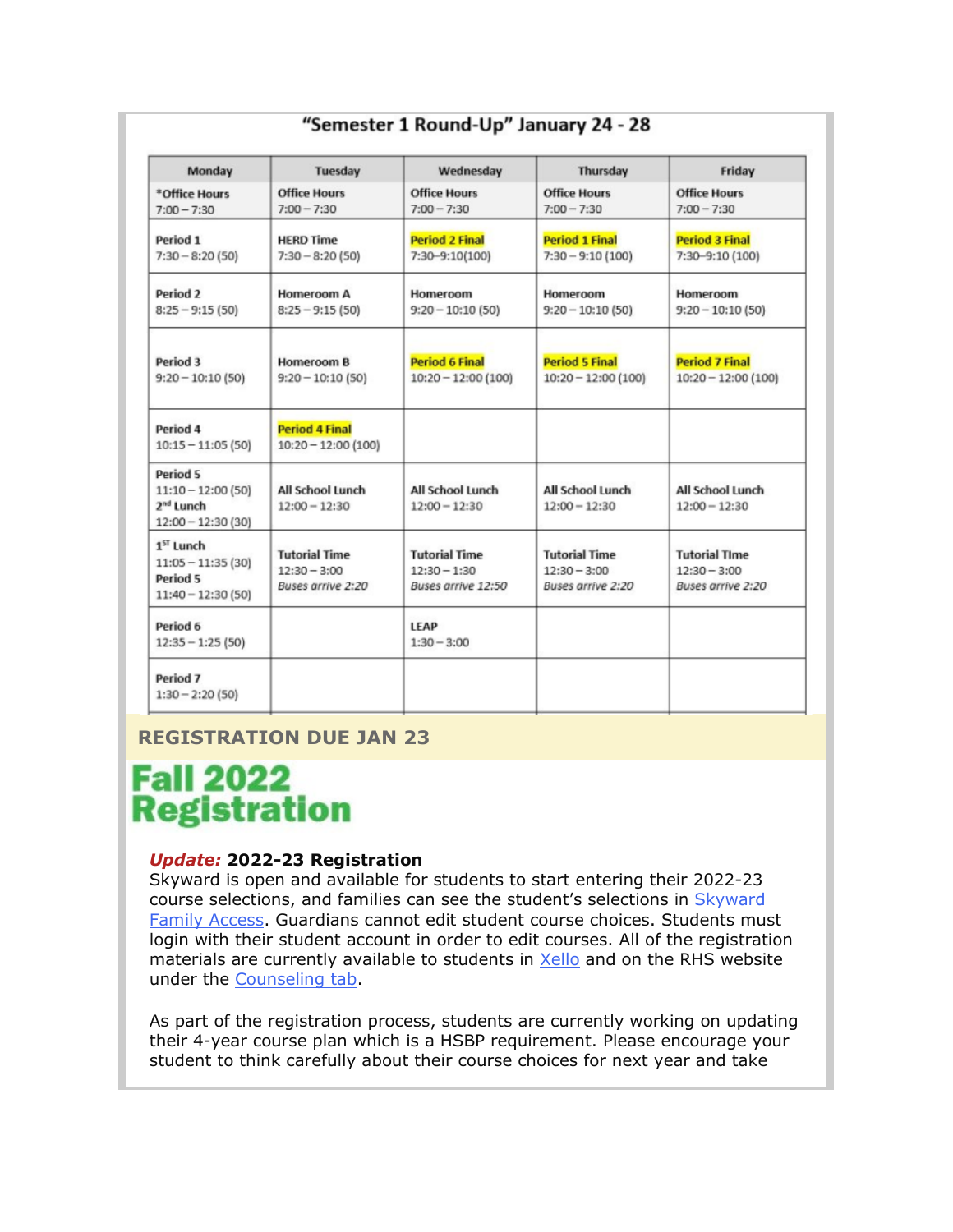## "Semester 1 Round-Up" January 24 - 28

| Monday | Tuesday | Wednesday | Thursday | Friday |
|---|---|---|---|---|
| *Office Hours 7:00 – 7:30 | Office Hours 7:00 – 7:30 | Office Hours 7:00 – 7:30 | Office Hours 7:00 – 7:30 | Office Hours 7:00 – 7:30 |
| Period 1 7:30 – 8:20 (50) | HERD Time 7:30 – 8:20 (50) | Period 2 Final 7:30–9:10(100) | Period 1 Final 7:30 – 9:10 (100) | Period 3 Final 7:30–9:10 (100) |
| Period 2 8:25 – 9:15 (50) | Homeroom A 8:25 – 9:15 (50) | Homeroom 9:20 – 10:10 (50) | Homeroom 9:20 – 10:10 (50) | Homeroom 9:20 – 10:10 (50) |
| Period 3 9:20 – 10:10 (50) | Homeroom B 9:20 – 10:10 (50) | Period 6 Final 10:20 – 12:00 (100) | Period 5 Final 10:20 – 12:00 (100) | Period 7 Final 10:20 – 12:00 (100) |
| Period 4 10:15 – 11:05 (50) | Period 4 Final 10:20 – 12:00 (100) | | | |
| Period 5 11:10 – 12:00 (50) 2nd Lunch 12:00 – 12:30 (30) | All School Lunch 12:00 – 12:30 | All School Lunch 12:00 – 12:30 | All School Lunch 12:00 – 12:30 | All School Lunch 12:00 – 12:30 |
| 1ST Lunch 11:05 – 11:35 (30) Period 5 11:40 – 12:30 (50) | Tutorial Time 12:30 – 3:00 *Buses arrive 2:20* | Tutorial Time 12:30 – 1:30 *Buses arrive 12:50* | Tutorial Time 12:30 – 3:00 *Buses arrive 2:20* | Tutorial Time 12:30 – 3:00 *Buses arrive 2:20* |
| Period 6 12:35 – 1:25 (50) | | LEAP 1:30 – 3:00 | | |
| Period 7 1:30 – 2:20 (50) | | | | |

## REGISTRATION DUE JAN 23

# Fall 2022 Registration

***Update:*** **2022-23 Registration**
Skyward is open and available for students to start entering their 2022-23 course selections, and families can see the student's selections in Skyward Family Access. Guardians cannot edit student course choices. Students must login with their student account in order to edit courses. All of the registration materials are currently available to students in Xello and on the RHS website under the Counseling tab.

As part of the registration process, students are currently working on updating their 4-year course plan which is a HSBP requirement. Please encourage your student to think carefully about their course choices for next year and take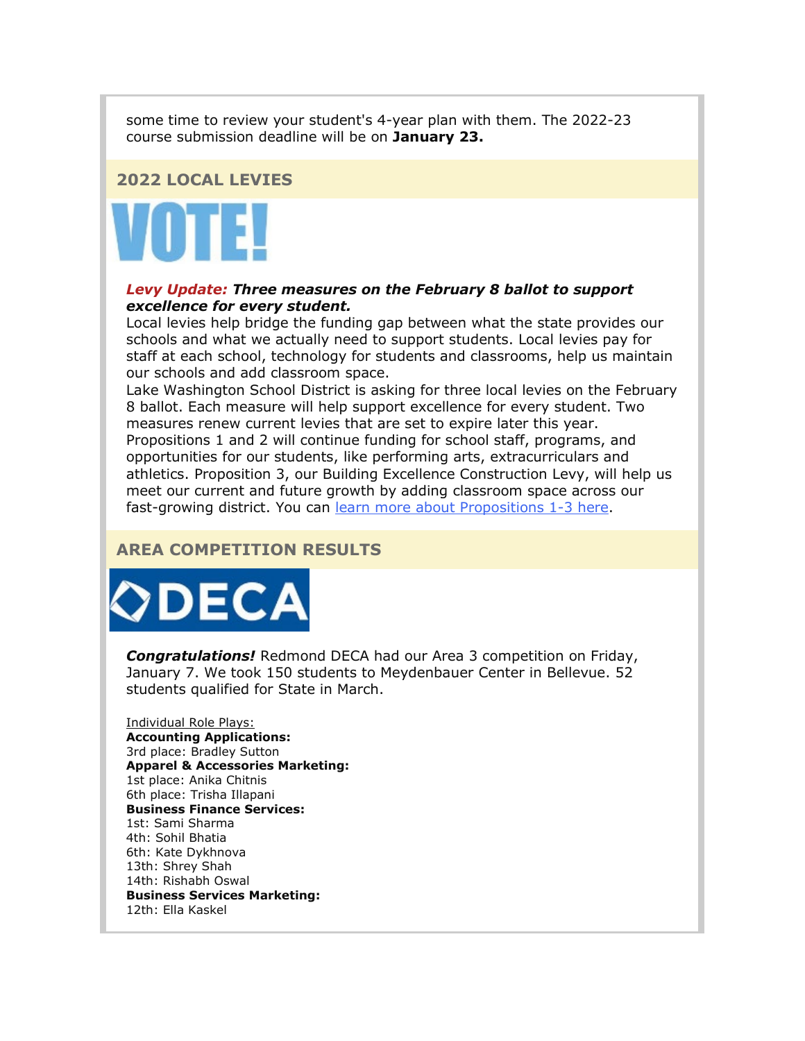some time to review your student's 4-year plan with them. The 2022-23 course submission deadline will be on **January 23.**

## 2022 LOCAL LEVIES

VOTE!

***Levy Update: Three measures on the February 8 ballot to support excellence for every student.***

Local levies help bridge the funding gap between what the state provides our schools and what we actually need to support students. Local levies pay for staff at each school, technology for students and classrooms, help us maintain our schools and add classroom space.

Lake Washington School District is asking for three local levies on the February 8 ballot. Each measure will help support excellence for every student. Two measures renew current levies that are set to expire later this year. Propositions 1 and 2 will continue funding for school staff, programs, and opportunities for our students, like performing arts, extracurriculars and athletics. Proposition 3, our Building Excellence Construction Levy, will help us meet our current and future growth by adding classroom space across our fast-growing district. You can learn more about Propositions 1-3 here.

## AREA COMPETITION RESULTS

DECA

***Congratulations!*** Redmond DECA had our Area 3 competition on Friday, January 7. We took 150 students to Meydenbauer Center in Bellevue. 52 students qualified for State in March.

Individual Role Plays:

**Accounting Applications:**
3rd place: Bradley Sutton

**Apparel & Accessories Marketing:**
1st place: Anika Chitnis
6th place: Trisha Illapani

**Business Finance Services:**
1st: Sami Sharma
4th: Sohil Bhatia
6th: Kate Dykhnova
13th: Shrey Shah
14th: Rishabh Oswal

**Business Services Marketing:**
12th: Ella Kaskel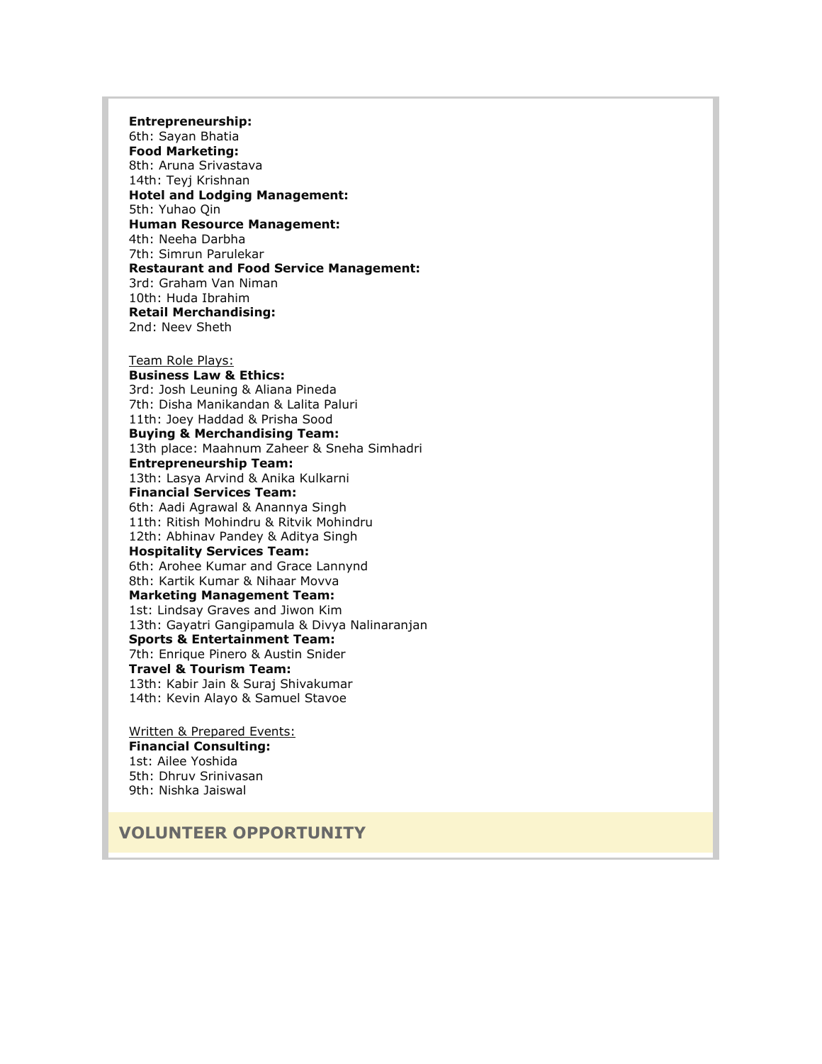**Entrepreneurship:**
6th: Sayan Bhatia
**Food Marketing:**
8th: Aruna Srivastava
14th: Teyj Krishnan
**Hotel and Lodging Management:**
5th: Yuhao Qin
**Human Resource Management:**
4th: Neeha Darbha
7th: Simrun Parulekar
**Restaurant and Food Service Management:**
3rd: Graham Van Niman
10th: Huda Ibrahim
**Retail Merchandising:**
2nd: Neev Sheth

Team Role Plays:
**Business Law & Ethics:**
3rd: Josh Leuning & Aliana Pineda
7th: Disha Manikandan & Lalita Paluri
11th: Joey Haddad & Prisha Sood
**Buying & Merchandising Team:**
13th place: Maahnum Zaheer & Sneha Simhadri
**Entrepreneurship Team:**
13th: Lasya Arvind & Anika Kulkarni
**Financial Services Team:**
6th: Aadi Agrawal & Anannya Singh
11th: Ritish Mohindru & Ritvik Mohindru
12th: Abhinav Pandey & Aditya Singh
**Hospitality Services Team:**
6th: Arohee Kumar and Grace Lannynd
8th: Kartik Kumar & Nihaar Movva
**Marketing Management Team:**
1st: Lindsay Graves and Jiwon Kim
13th: Gayatri Gangipamula & Divya Nalinaranjan
**Sports & Entertainment Team:**
7th: Enrique Pinero & Austin Snider
**Travel & Tourism Team:**
13th: Kabir Jain & Suraj Shivakumar
14th: Kevin Alayo & Samuel Stavoe

Written & Prepared Events:
**Financial Consulting:**
1st: Ailee Yoshida
5th: Dhruv Srinivasan
9th: Nishka Jaiswal

## VOLUNTEER OPPORTUNITY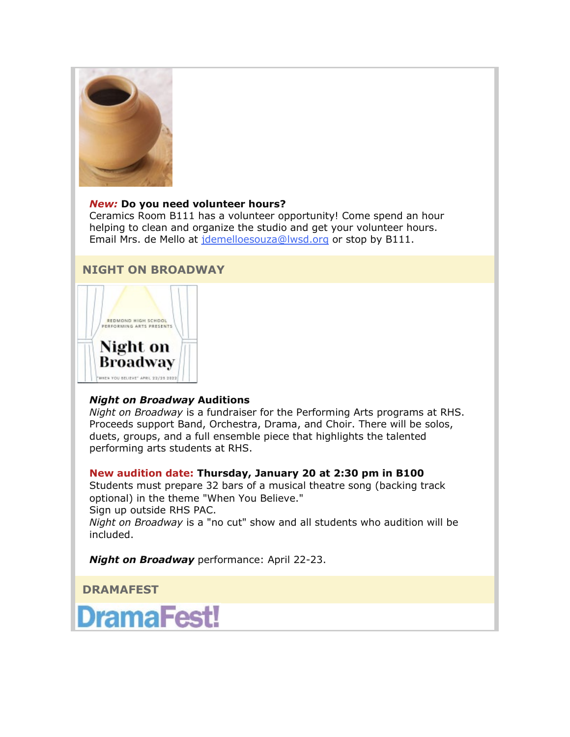***New:*** **Do you need volunteer hours?**
Ceramics Room B111 has a volunteer opportunity! Come spend an hour helping to clean and organize the studio and get your volunteer hours. Email Mrs. de Mello at jdemelloesouza@lwsd.org or stop by B111.

## NIGHT ON BROADWAY

***Night on Broadway* Auditions**
*Night on Broadway* is a fundraiser for the Performing Arts programs at RHS. Proceeds support Band, Orchestra, Drama, and Choir. There will be solos, duets, groups, and a full ensemble piece that highlights the talented performing arts students at RHS.

**New audition date: Thursday, January 20 at 2:30 pm in B100**
Students must prepare 32 bars of a musical theatre song (backing track optional) in the theme "When You Believe."
Sign up outside RHS PAC.
*Night on Broadway* is a "no cut" show and all students who audition will be included.

***Night on Broadway*** performance: April 22-23.

## DRAMAFEST

DramaFest!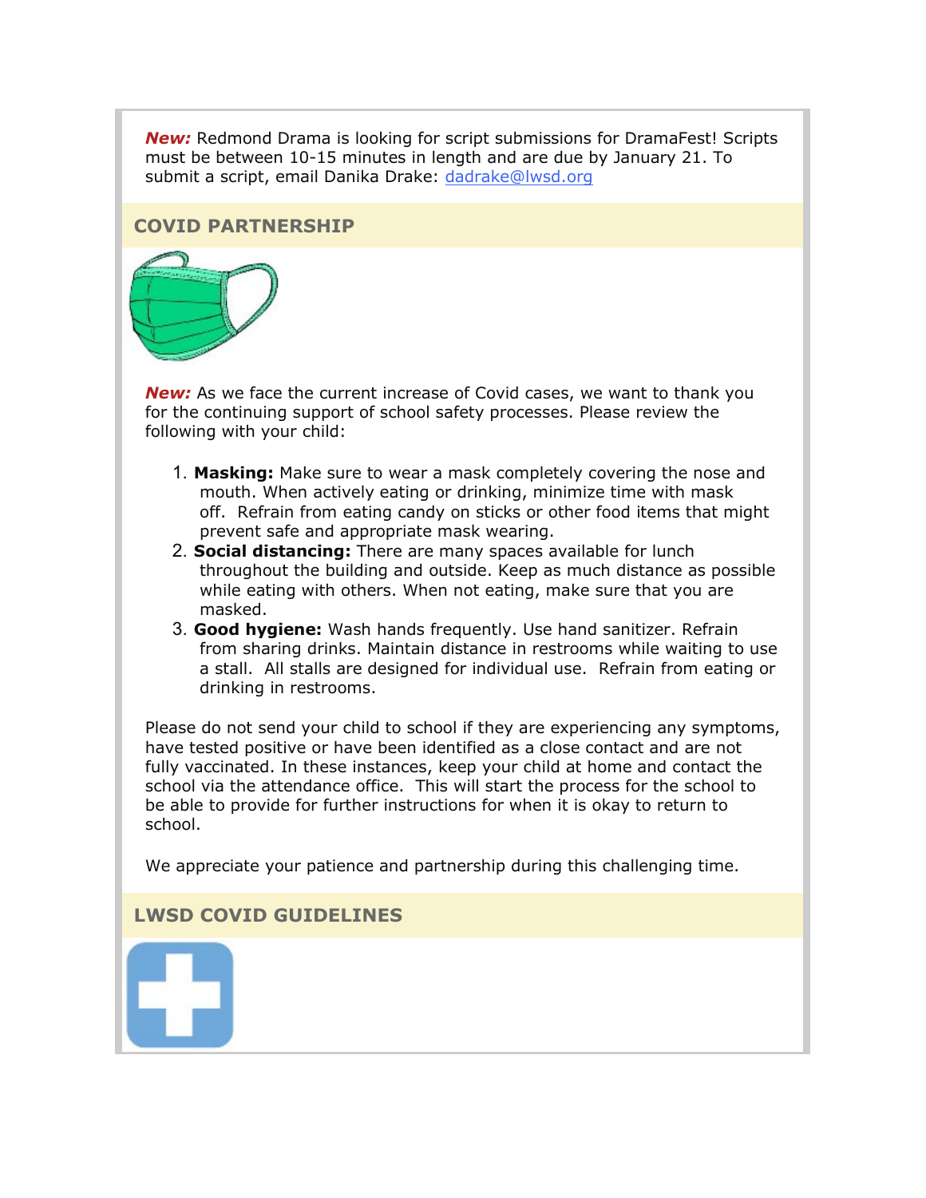***New:*** Redmond Drama is looking for script submissions for DramaFest! Scripts must be between 10-15 minutes in length and are due by January 21. To submit a script, email Danika Drake: dadrake@lwsd.org

## COVID PARTNERSHIP

***New:*** As we face the current increase of Covid cases, we want to thank you for the continuing support of school safety processes. Please review the following with your child:

1. **Masking:** Make sure to wear a mask completely covering the nose and mouth. When actively eating or drinking, minimize time with mask off. Refrain from eating candy on sticks or other food items that might prevent safe and appropriate mask wearing.
2. **Social distancing:** There are many spaces available for lunch throughout the building and outside. Keep as much distance as possible while eating with others. When not eating, make sure that you are masked.
3. **Good hygiene:** Wash hands frequently. Use hand sanitizer. Refrain from sharing drinks. Maintain distance in restrooms while waiting to use a stall. All stalls are designed for individual use. Refrain from eating or drinking in restrooms.

Please do not send your child to school if they are experiencing any symptoms, have tested positive or have been identified as a close contact and are not fully vaccinated. In these instances, keep your child at home and contact the school via the attendance office. This will start the process for the school to be able to provide for further instructions for when it is okay to return to school.

We appreciate your patience and partnership during this challenging time.

## LWSD COVID GUIDELINES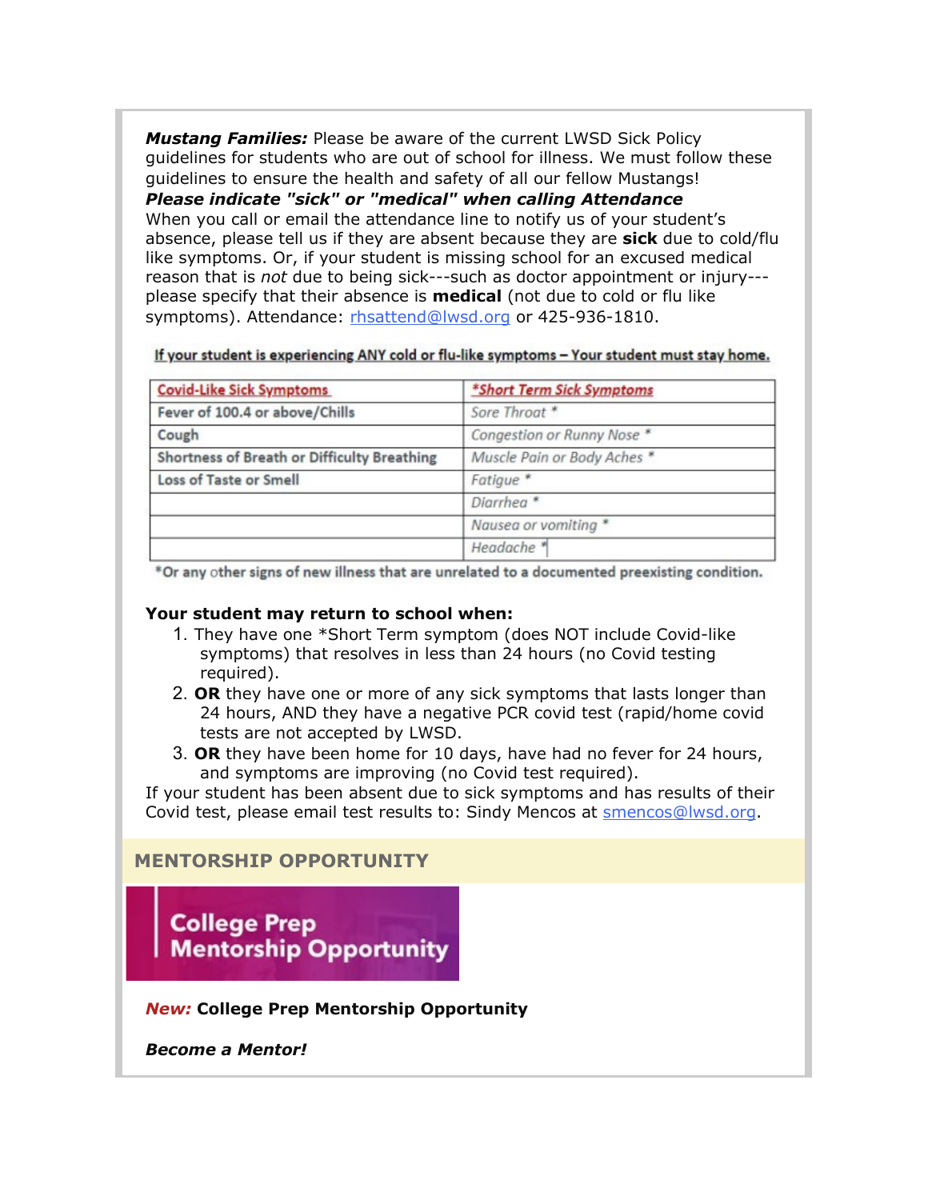***Mustang Families:*** Please be aware of the current LWSD Sick Policy guidelines for students who are out of school for illness. We must follow these guidelines to ensure the health and safety of all our fellow Mustangs!

***Please indicate "sick" or "medical" when calling Attendance***

When you call or email the attendance line to notify us of your student's absence, please tell us if they are absent because they are **sick** due to cold/flu like symptoms. Or, if your student is missing school for an excused medical reason that is *not* due to being sick---such as doctor appointment or injury---please specify that their absence is **medical** (not due to cold or flu like symptoms). Attendance: rhsattend@lwsd.org or 425-936-1810.

**If your student is experiencing ANY cold or flu-like symptoms – Your student must stay home.**

| Covid-Like Sick Symptoms | *Short Term Sick Symptoms |
|---|---|
| Fever of 100.4 or above/Chills | *Sore Throat* * |
| Cough | *Congestion or Runny Nose* * |
| Shortness of Breath or Difficulty Breathing | *Muscle Pain or Body Aches* * |
| Loss of Taste or Smell | *Fatigue* * |
| | *Diarrhea* * |
| | *Nausea or vomiting* * |
| | *Headache* * |

*Or any other signs of new illness that are unrelated to a documented preexisting condition.

**Your student may return to school when:**

1. They have one *Short Term symptom (does NOT include Covid-like symptoms) that resolves in less than 24 hours (no Covid testing required).
2. **OR** they have one or more of any sick symptoms that lasts longer than 24 hours, AND they have a negative PCR covid test (rapid/home covid tests are not accepted by LWSD.
3. **OR** they have been home for 10 days, have had no fever for 24 hours, and symptoms are improving (no Covid test required).

If your student has been absent due to sick symptoms and has results of their Covid test, please email test results to: Sindy Mencos at smencos@lwsd.org.

## MENTORSHIP OPPORTUNITY

College Prep Mentorship Opportunity

***New:*** **College Prep Mentorship Opportunity**

***Become a Mentor!***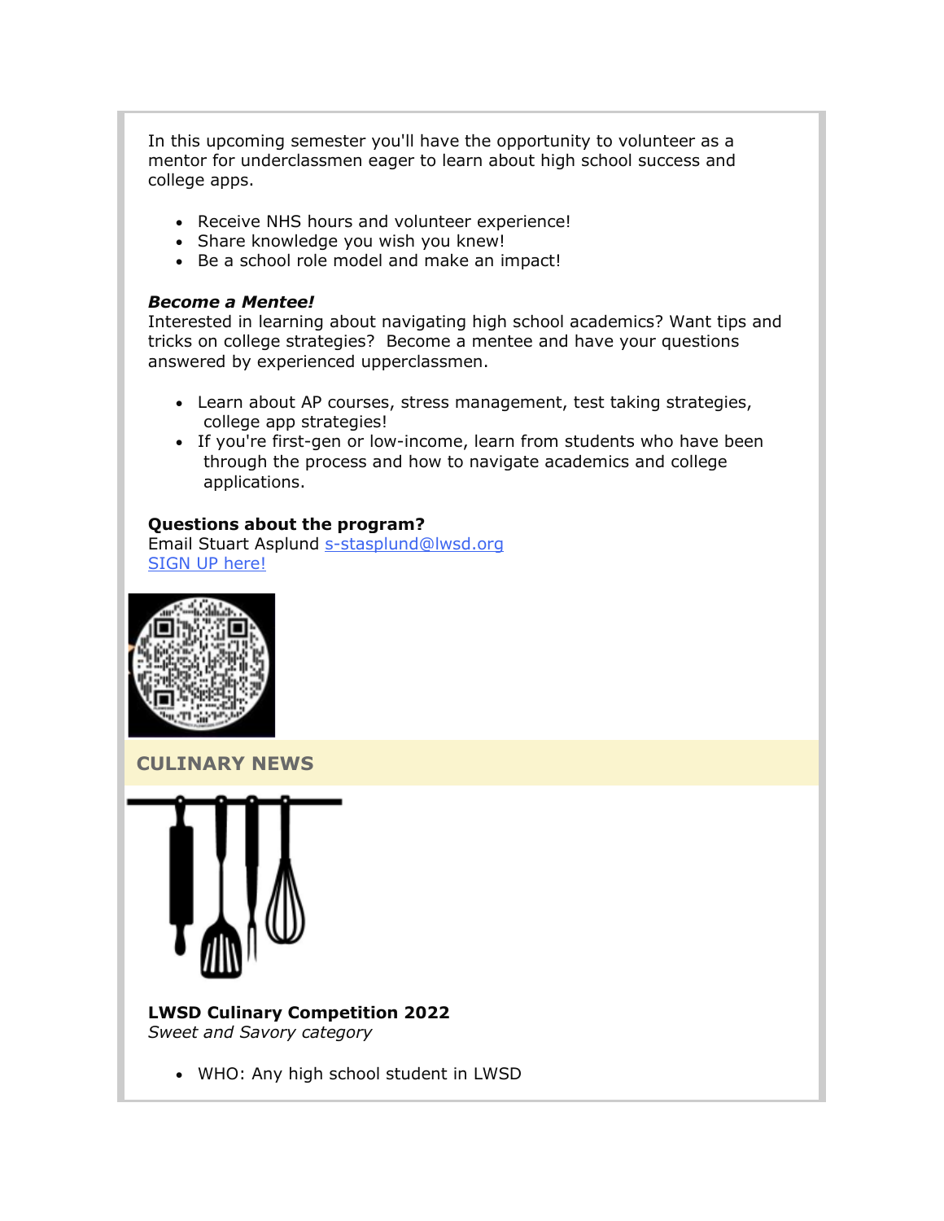In this upcoming semester you'll have the opportunity to volunteer as a mentor for underclassmen eager to learn about high school success and college apps.

- Receive NHS hours and volunteer experience!
- Share knowledge you wish you knew!
- Be a school role model and make an impact!

***Become a Mentee!***
Interested in learning about navigating high school academics? Want tips and tricks on college strategies? Become a mentee and have your questions answered by experienced upperclassmen.

- Learn about AP courses, stress management, test taking strategies, college app strategies!
- If you're first-gen or low-income, learn from students who have been through the process and how to navigate academics and college applications.

**Questions about the program?**
Email Stuart Asplund s-stasplund@lwsd.org
SIGN UP here!

## CULINARY NEWS

**LWSD Culinary Competition 2022**
*Sweet and Savory category*

- WHO: Any high school student in LWSD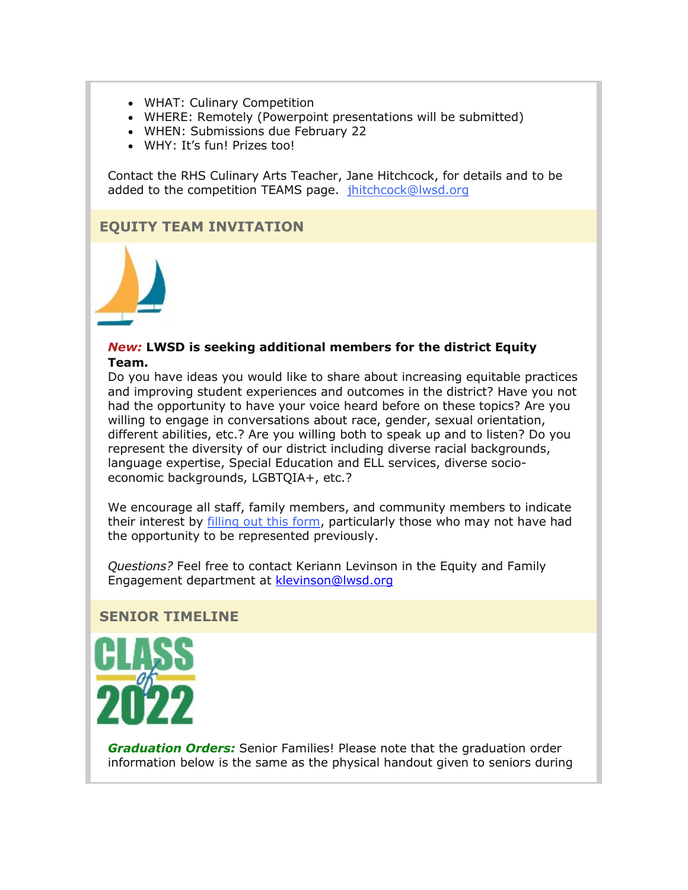- WHAT: Culinary Competition
- WHERE: Remotely (Powerpoint presentations will be submitted)
- WHEN: Submissions due February 22
- WHY: It's fun! Prizes too!

Contact the RHS Culinary Arts Teacher, Jane Hitchcock, for details and to be added to the competition TEAMS page. jhitchcock@lwsd.org

## EQUITY TEAM INVITATION

***New:*** **LWSD is seeking additional members for the district Equity Team.**
Do you have ideas you would like to share about increasing equitable practices and improving student experiences and outcomes in the district? Have you not had the opportunity to have your voice heard before on these topics? Are you willing to engage in conversations about race, gender, sexual orientation, different abilities, etc.? Are you willing both to speak up and to listen? Do you represent the diversity of our district including diverse racial backgrounds, language expertise, Special Education and ELL services, diverse socio-economic backgrounds, LGBTQIA+, etc.?

We encourage all staff, family members, and community members to indicate their interest by filling out this form, particularly those who may not have had the opportunity to be represented previously.

*Questions?* Feel free to contact Keriann Levinson in the Equity and Family Engagement department at klevinson@lwsd.org

## SENIOR TIMELINE

***Graduation Orders:*** Senior Families! Please note that the graduation order information below is the same as the physical handout given to seniors during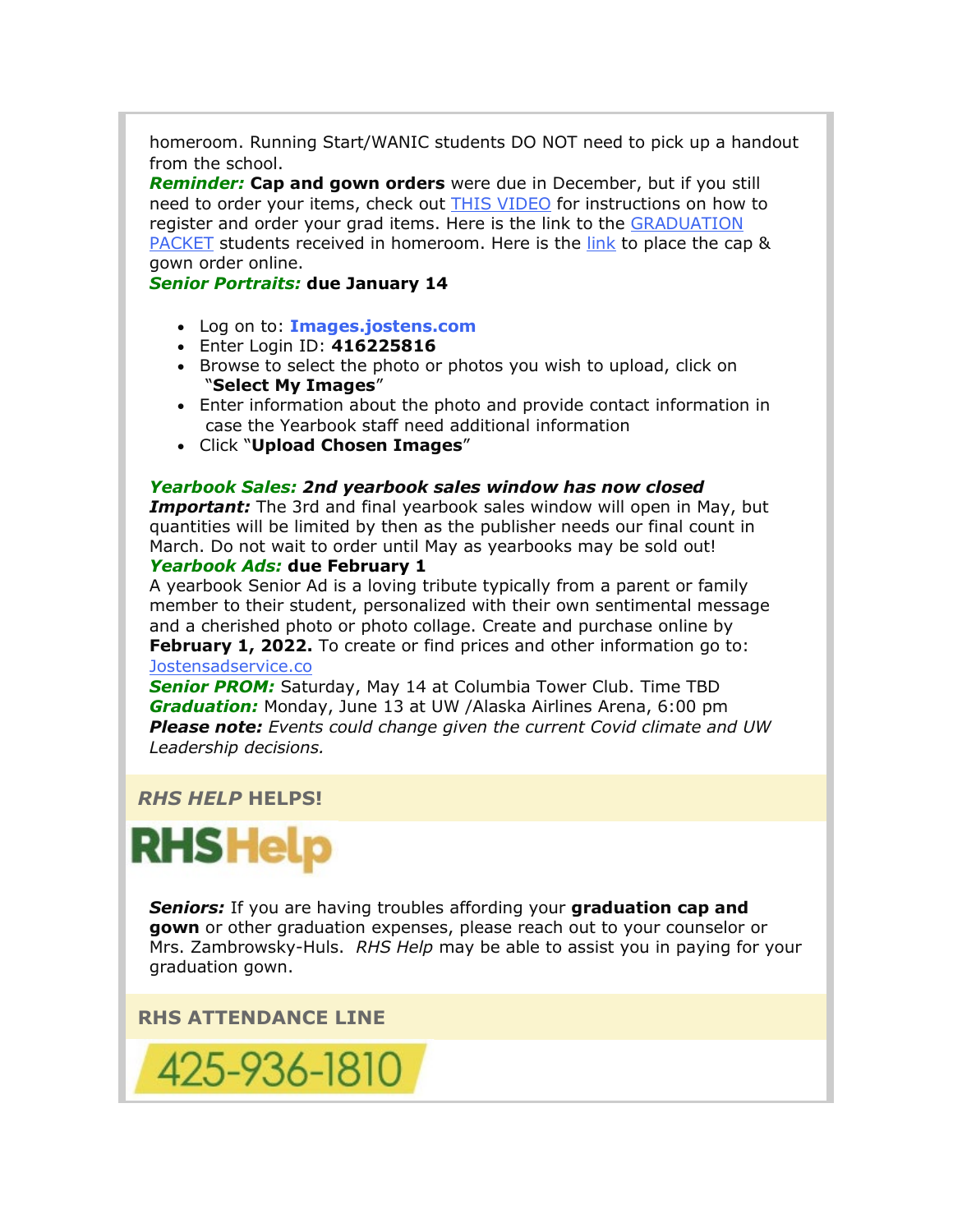homeroom. Running Start/WANIC students DO NOT need to pick up a handout from the school.

***Reminder:*** **Cap and gown orders** were due in December, but if you still need to order your items, check out THIS VIDEO for instructions on how to register and order your grad items. Here is the link to the GRADUATION PACKET students received in homeroom. Here is the link to place the cap & gown order online.

***Senior Portraits:*** **due January 14**

- Log on to: **Images.jostens.com**
- Enter Login ID: **416225816**
- Browse to select the photo or photos you wish to upload, click on "**Select My Images**"
- Enter information about the photo and provide contact information in case the Yearbook staff need additional information
- Click "**Upload Chosen Images**"

***Yearbook Sales: 2nd yearbook sales window has now closed***

***Important:*** The 3rd and final yearbook sales window will open in May, but quantities will be limited by then as the publisher needs our final count in March. Do not wait to order until May as yearbooks may be sold out!

***Yearbook Ads:*** **due February 1**

A yearbook Senior Ad is a loving tribute typically from a parent or family member to their student, personalized with their own sentimental message and a cherished photo or photo collage. Create and purchase online by **February 1, 2022.** To create or find prices and other information go to: Jostensadservice.co

***Senior PROM:*** Saturday, May 14 at Columbia Tower Club. Time TBD

***Graduation:*** Monday, June 13 at UW /Alaska Airlines Arena, 6:00 pm

***Please note:*** *Events could change given the current Covid climate and UW Leadership decisions.*

## *RHS HELP* HELPS!

RHSHelp

***Seniors:*** If you are having troubles affording your **graduation cap and gown** or other graduation expenses, please reach out to your counselor or Mrs. Zambrowsky-Huls. *RHS Help* may be able to assist you in paying for your graduation gown.

## RHS ATTENDANCE LINE

425-936-1810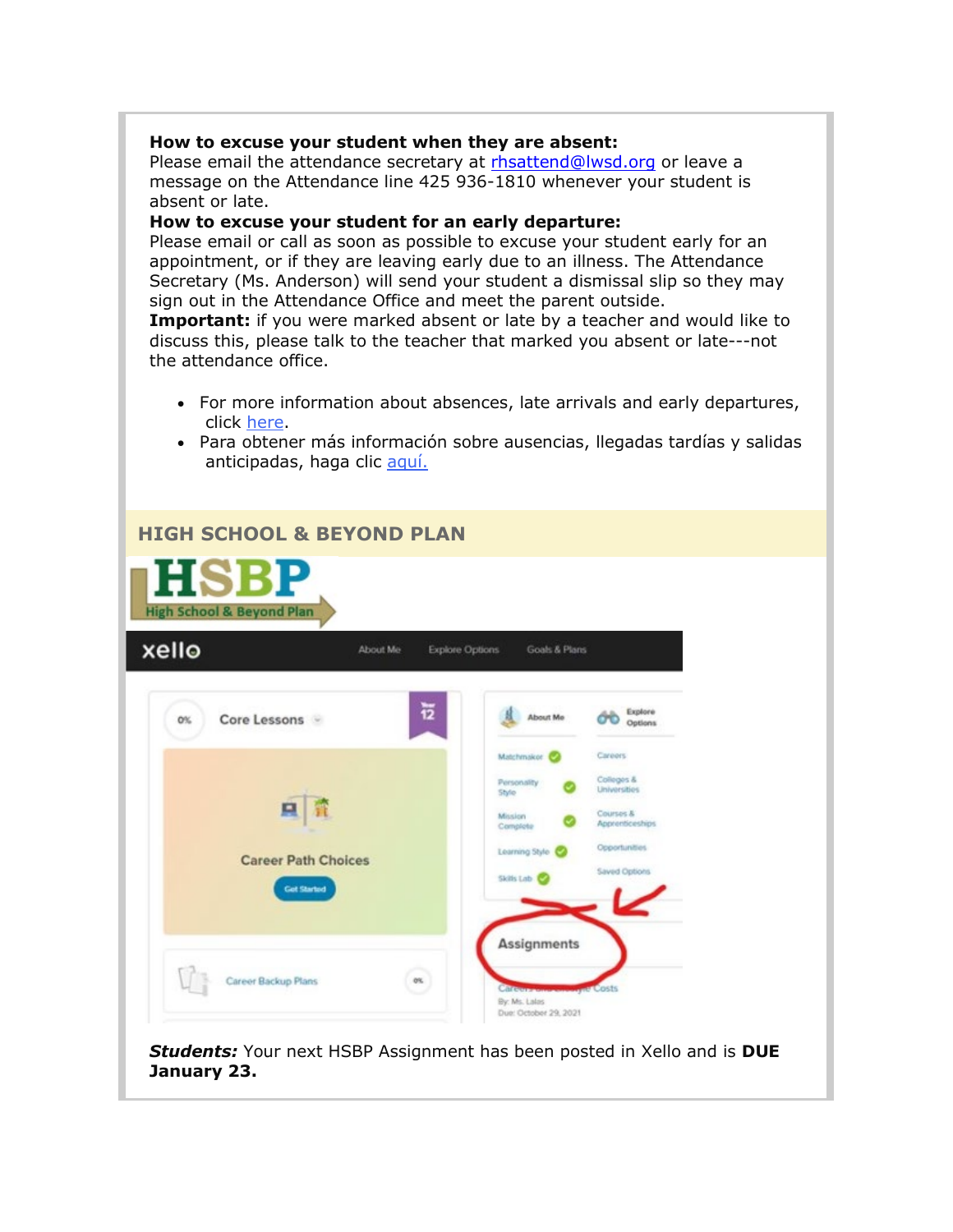**How to excuse your student when they are absent:**
Please email the attendance secretary at rhsattend@lwsd.org or leave a message on the Attendance line 425 936-1810 whenever your student is absent or late.
**How to excuse your student for an early departure:**
Please email or call as soon as possible to excuse your student early for an appointment, or if they are leaving early due to an illness. The Attendance Secretary (Ms. Anderson) will send your student a dismissal slip so they may sign out in the Attendance Office and meet the parent outside.
**Important:** if you were marked absent or late by a teacher and would like to discuss this, please talk to the teacher that marked you absent or late---not the attendance office.

- For more information about absences, late arrivals and early departures, click here.
- Para obtener más información sobre ausencias, llegadas tardías y salidas anticipadas, haga clic aquí.

## HIGH SCHOOL & BEYOND PLAN

***Students:*** Your next HSBP Assignment has been posted in Xello and is **DUE January 23.**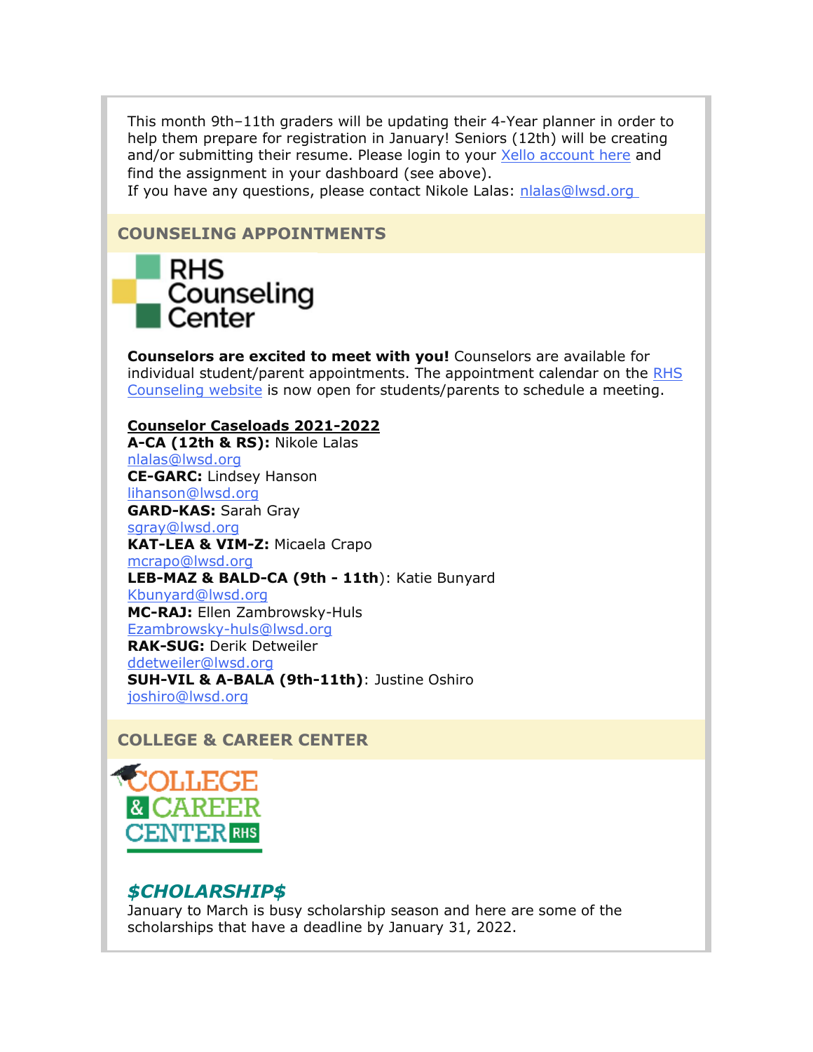This month 9th–11th graders will be updating their 4-Year planner in order to help them prepare for registration in January! Seniors (12th) will be creating and/or submitting their resume. Please login to your Xello account here and find the assignment in your dashboard (see above).
If you have any questions, please contact Nikole Lalas: nlalas@lwsd.org

## COUNSELING APPOINTMENTS

RHS Counseling Center

**Counselors are excited to meet with you!** Counselors are available for individual student/parent appointments. The appointment calendar on the RHS Counseling website is now open for students/parents to schedule a meeting.

**Counselor Caseloads 2021-2022**

**A-CA (12th & RS):** Nikole Lalas
nlalas@lwsd.org

**CE-GARC:** Lindsey Hanson
lihanson@lwsd.org

**GARD-KAS:** Sarah Gray
sgray@lwsd.org

**KAT-LEA & VIM-Z:** Micaela Crapo
mcrapo@lwsd.org

**LEB-MAZ & BALD-CA (9th - 11th)**: Katie Bunyard
Kbunyard@lwsd.org

**MC-RAJ:** Ellen Zambrowsky-Huls
Ezambrowsky-huls@lwsd.org

**RAK-SUG:** Derik Detweiler
ddetweiler@lwsd.org

**SUH-VIL & A-BALA (9th-11th)**: Justine Oshiro
joshiro@lwsd.org

## COLLEGE & CAREER CENTER

COLLEGE & CAREER CENTER RHS

### *$CHOLARSHIP$*

January to March is busy scholarship season and here are some of the scholarships that have a deadline by January 31, 2022.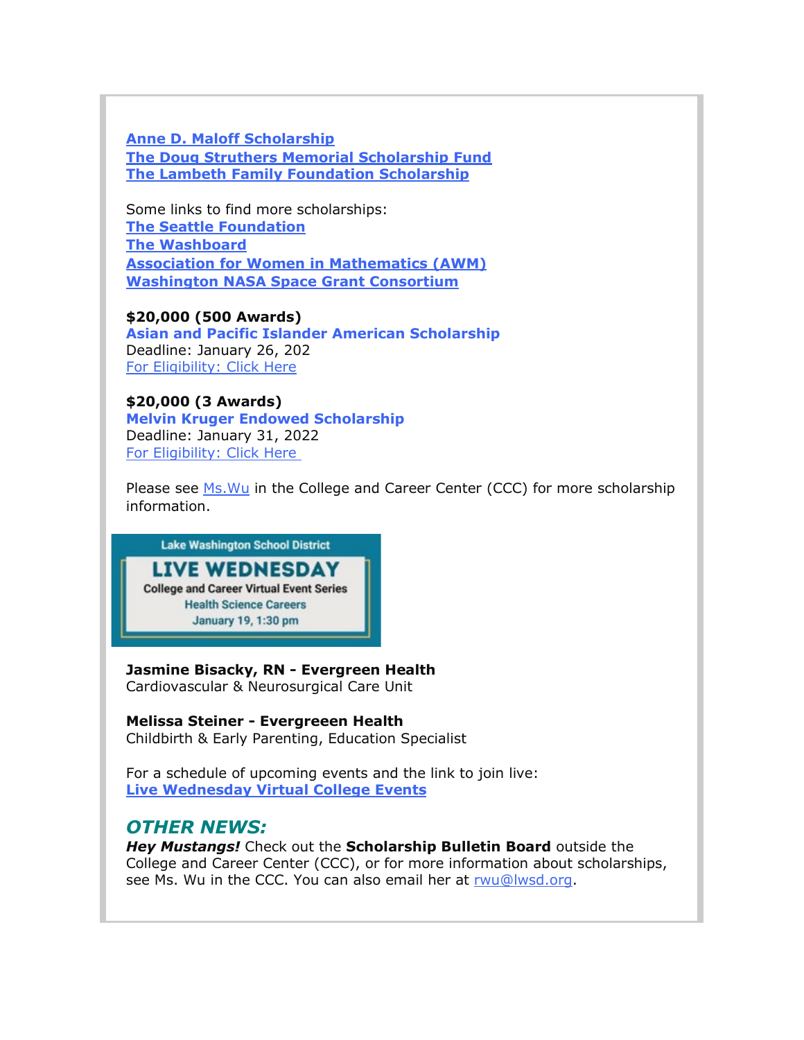**Anne D. Maloff Scholarship**
**The Doug Struthers Memorial Scholarship Fund**
**The Lambeth Family Foundation Scholarship**

Some links to find more scholarships:
**The Seattle Foundation**
**The Washboard**
**Association for Women in Mathematics (AWM)**
**Washington NASA Space Grant Consortium**

**$20,000 (500 Awards)**
**Asian and Pacific Islander American Scholarship**
Deadline: January 26, 202
For Eligibility: Click Here

**$20,000 (3 Awards)**
**Melvin Kruger Endowed Scholarship**
Deadline: January 31, 2022
For Eligibility: Click Here

Please see Ms.Wu in the College and Career Center (CCC) for more scholarship information.

Lake Washington School District
**LIVE WEDNESDAY**
College and Career Virtual Event Series
Health Science Careers
January 19, 1:30 pm

**Jasmine Bisacky, RN - Evergreen Health**
Cardiovascular & Neurosurgical Care Unit

**Melissa Steiner - Evergreeen Health**
Childbirth & Early Parenting, Education Specialist

For a schedule of upcoming events and the link to join live:
**Live Wednesday Virtual College Events**

## *OTHER NEWS:*

***Hey Mustangs!*** Check out the **Scholarship Bulletin Board** outside the College and Career Center (CCC), or for more information about scholarships, see Ms. Wu in the CCC. You can also email her at rwu@lwsd.org.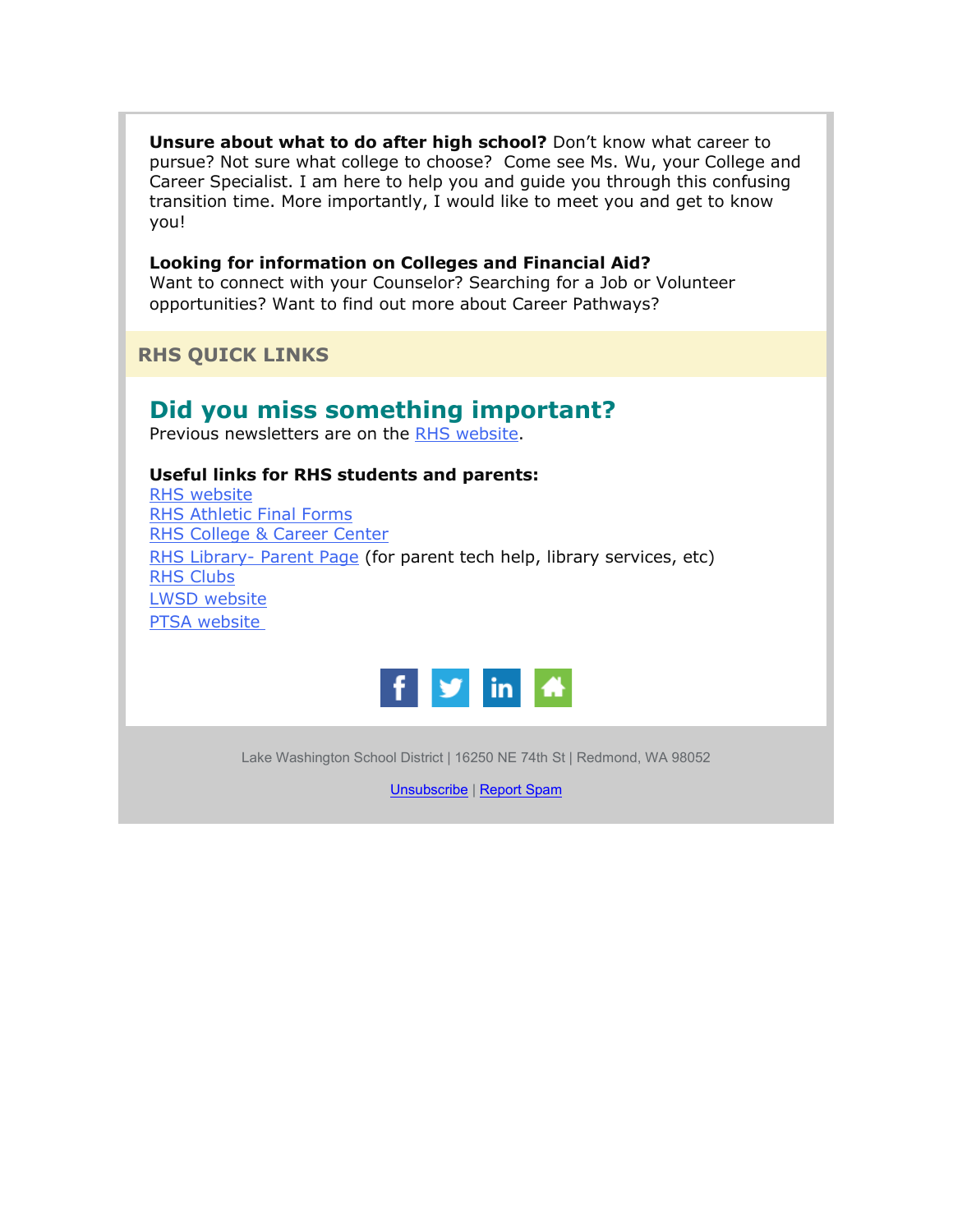**Unsure about what to do after high school?** Don't know what career to pursue? Not sure what college to choose? Come see Ms. Wu, your College and Career Specialist. I am here to help you and guide you through this confusing transition time. More importantly, I would like to meet you and get to know you!

**Looking for information on Colleges and Financial Aid?**
Want to connect with your Counselor? Searching for a Job or Volunteer opportunities? Want to find out more about Career Pathways?

## RHS QUICK LINKS

## Did you miss something important?

Previous newsletters are on the RHS website.

**Useful links for RHS students and parents:**

RHS website
RHS Athletic Final Forms
RHS College & Career Center
RHS Library- Parent Page (for parent tech help, library services, etc)
RHS Clubs
LWSD website
PTSA website

Lake Washington School District | 16250 NE 74th St | Redmond, WA 98052

Unsubscribe | Report Spam